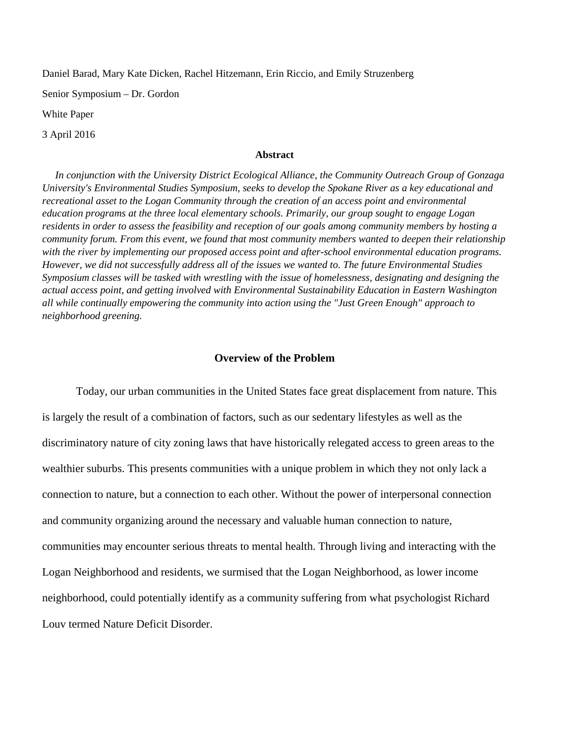Daniel Barad, Mary Kate Dicken, Rachel Hitzemann, Erin Riccio, and Emily Struzenberg

Senior Symposium – Dr. Gordon

White Paper

3 April 2016

**Abstract**

*In conjunction with the University District Ecological Alliance, the Community Outreach Group of Gonzaga University's Environmental Studies Symposium, seeks to develop the Spokane River as a key educational and recreational asset to the Logan Community through the creation of an access point and environmental education programs at the three local elementary schools. Primarily, our group sought to engage Logan residents in order to assess the feasibility and reception of our goals among community members by hosting a community forum. From this event, we found that most community members wanted to deepen their relationship with the river by implementing our proposed access point and after-school environmental education programs. However, we did not successfully address all of the issues we wanted to. The future Environmental Studies Symposium classes will be tasked with wrestling with the issue of homelessness, designating and designing the actual access point, and getting involved with Environmental Sustainability Education in Eastern Washington all while continually empowering the community into action using the "Just Green Enough" approach to neighborhood greening.*

## Overview of the Problem

Today, our urban communities in the United States face great displacement from nature. This is largely the result of a combination of factors, such as our sedentary lifestyles as well as the discriminatory nature of city zoning laws that have historically relegated access to green areas to the wealthier suburbs. This presents communities with a unique problem in which they not only lack a connection to nature, but a connection to each other. Without the power of interpersonal connection and community organizing around the necessary and valuable human connection to nature, communities may encounter serious threats to mental health. Through living and interacting with the Logan Neighborhood and residents, we surmised that the Logan Neighborhood, as lower income neighborhood, could potentially identify as a community suffering from what psychologist Richard Louv termed Nature Deficit Disorder.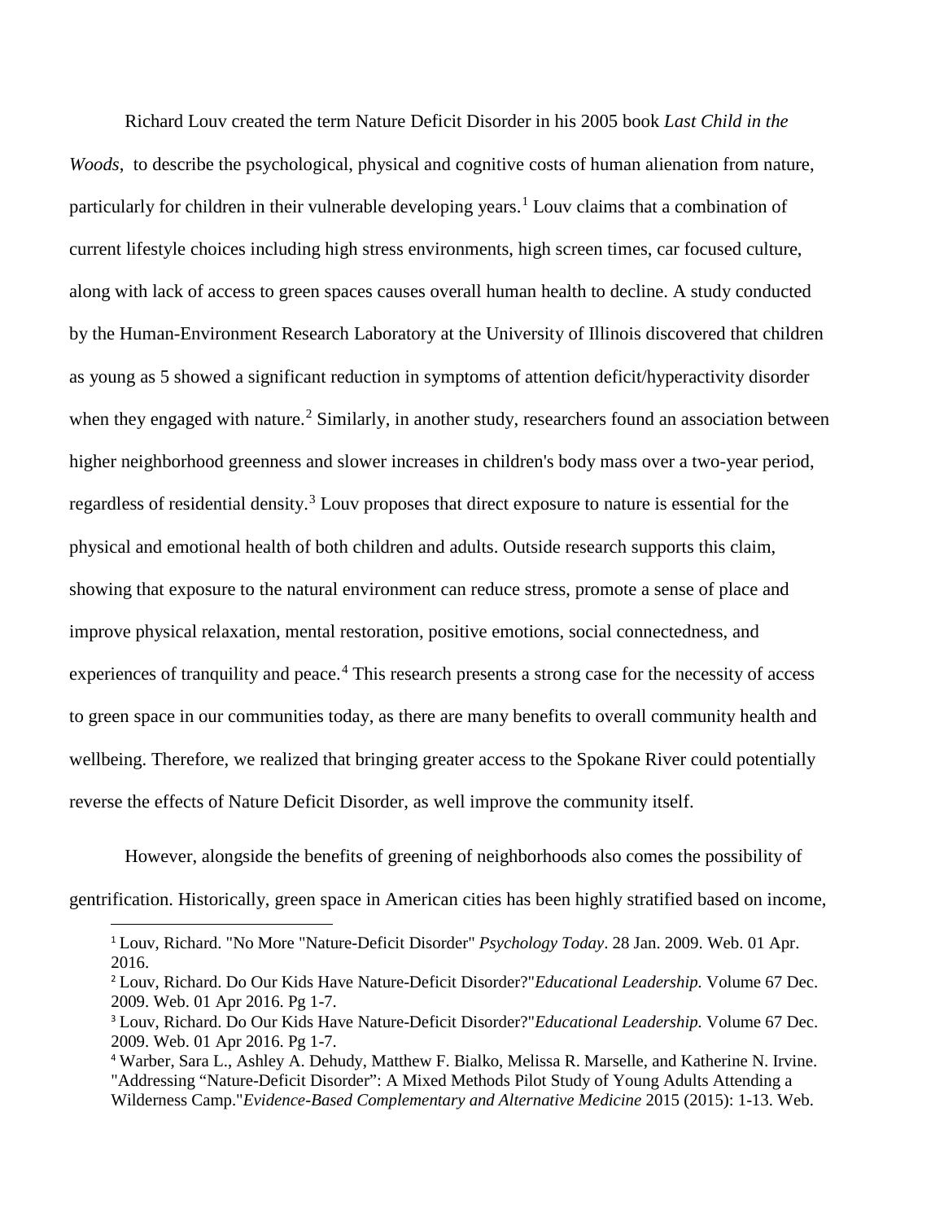Richard Louv created the term Nature Deficit Disorder in his 2005 book *Last Child in the Woods*, to describe the psychological, physical and cognitive costs of human alienation from nature, particularly for children in their vulnerable developing years.[1] Louv claims that a combination of current lifestyle choices including high stress environments, high screen times, car focused culture, along with lack of access to green spaces causes overall human health to decline. A study conducted by the Human-Environment Research Laboratory at the University of Illinois discovered that children as young as 5 showed a significant reduction in symptoms of attention deficit/hyperactivity disorder when they engaged with nature.[2] Similarly, in another study, researchers found an association between higher neighborhood greenness and slower increases in children's body mass over a two-year period, regardless of residential density.[3] Louv proposes that direct exposure to nature is essential for the physical and emotional health of both children and adults. Outside research supports this claim, showing that exposure to the natural environment can reduce stress, promote a sense of place and improve physical relaxation, mental restoration, positive emotions, social connectedness, and experiences of tranquility and peace.[4] This research presents a strong case for the necessity of access to green space in our communities today, as there are many benefits to overall community health and wellbeing. Therefore, we realized that bringing greater access to the Spokane River could potentially reverse the effects of Nature Deficit Disorder, as well improve the community itself.

However, alongside the benefits of greening of neighborhoods also comes the possibility of gentrification. Historically, green space in American cities has been highly stratified based on income,

---

[1] Louv, Richard. "No More "Nature-Deficit Disorder" *Psychology Today*. 28 Jan. 2009. Web. 01 Apr. 2016.

[2] Louv, Richard. Do Our Kids Have Nature-Deficit Disorder?"*Educational Leadership.* Volume 67 Dec. 2009. Web. 01 Apr 2016. Pg 1-7.

[3] Louv, Richard. Do Our Kids Have Nature-Deficit Disorder?"*Educational Leadership.* Volume 67 Dec. 2009. Web. 01 Apr 2016. Pg 1-7.

[4] Warber, Sara L., Ashley A. Dehudy, Matthew F. Bialko, Melissa R. Marselle, and Katherine N. Irvine. "Addressing "Nature-Deficit Disorder": A Mixed Methods Pilot Study of Young Adults Attending a Wilderness Camp."*Evidence-Based Complementary and Alternative Medicine* 2015 (2015): 1-13. Web.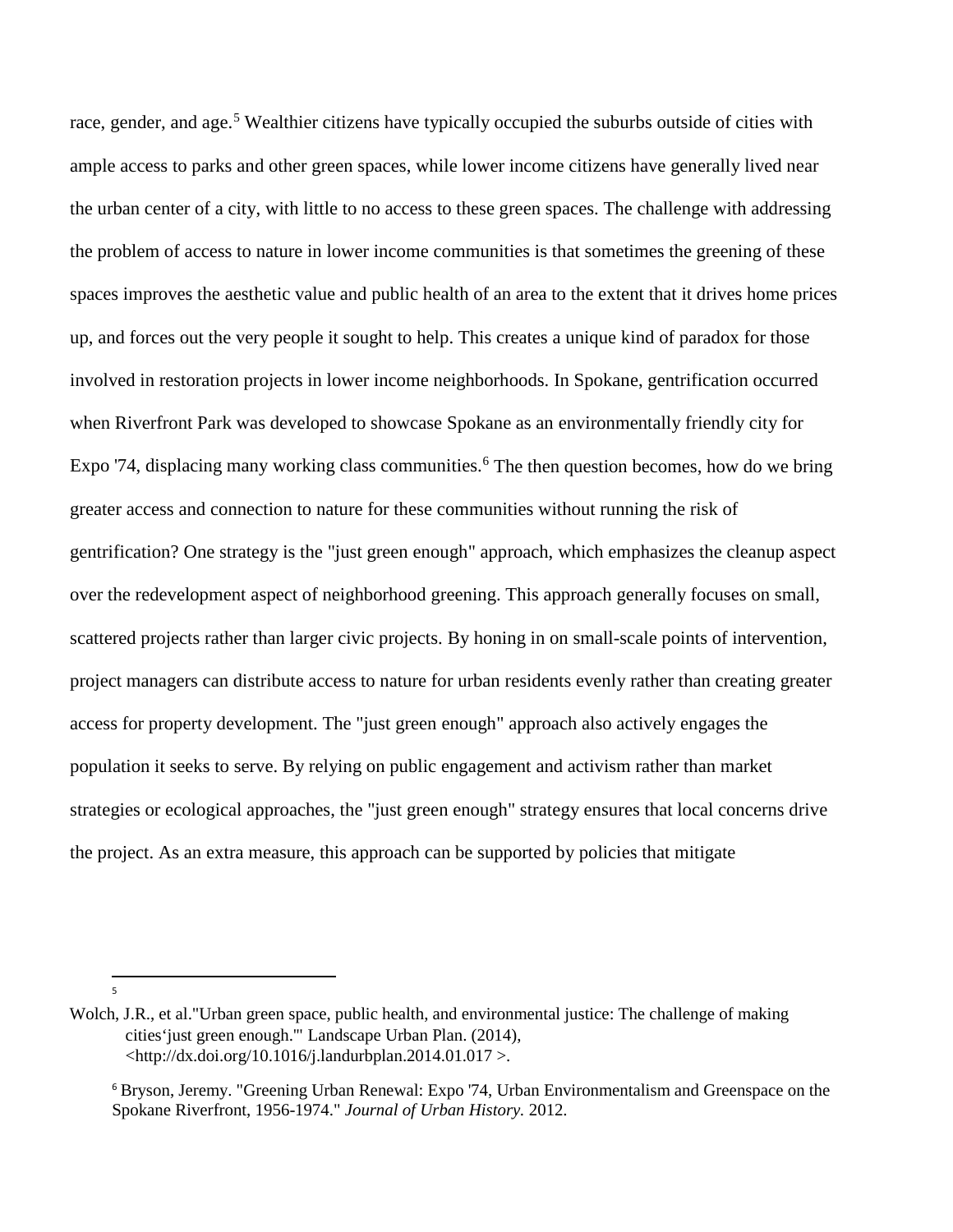race, gender, and age.[5] Wealthier citizens have typically occupied the suburbs outside of cities with ample access to parks and other green spaces, while lower income citizens have generally lived near the urban center of a city, with little to no access to these green spaces. The challenge with addressing the problem of access to nature in lower income communities is that sometimes the greening of these spaces improves the aesthetic value and public health of an area to the extent that it drives home prices up, and forces out the very people it sought to help. This creates a unique kind of paradox for those involved in restoration projects in lower income neighborhoods. In Spokane, gentrification occurred when Riverfront Park was developed to showcase Spokane as an environmentally friendly city for Expo '74, displacing many working class communities.[6] The then question becomes, how do we bring greater access and connection to nature for these communities without running the risk of gentrification? One strategy is the "just green enough" approach, which emphasizes the cleanup aspect over the redevelopment aspect of neighborhood greening. This approach generally focuses on small, scattered projects rather than larger civic projects. By honing in on small-scale points of intervention, project managers can distribute access to nature for urban residents evenly rather than creating greater access for property development. The "just green enough" approach also actively engages the population it seeks to serve. By relying on public engagement and activism rather than market strategies or ecological approaches, the "just green enough" strategy ensures that local concerns drive the project. As an extra measure, this approach can be supported by policies that mitigate

---

[5] Wolch, J.R., et al."Urban green space, public health, and environmental justice: The challenge of making cities'just green enough.'" Landscape Urban Plan. (2014), <http://dx.doi.org/10.1016/j.landurbplan.2014.01.017 >.

[6] Bryson, Jeremy. "Greening Urban Renewal: Expo '74, Urban Environmentalism and Greenspace on the Spokane Riverfront, 1956-1974." *Journal of Urban History.* 2012.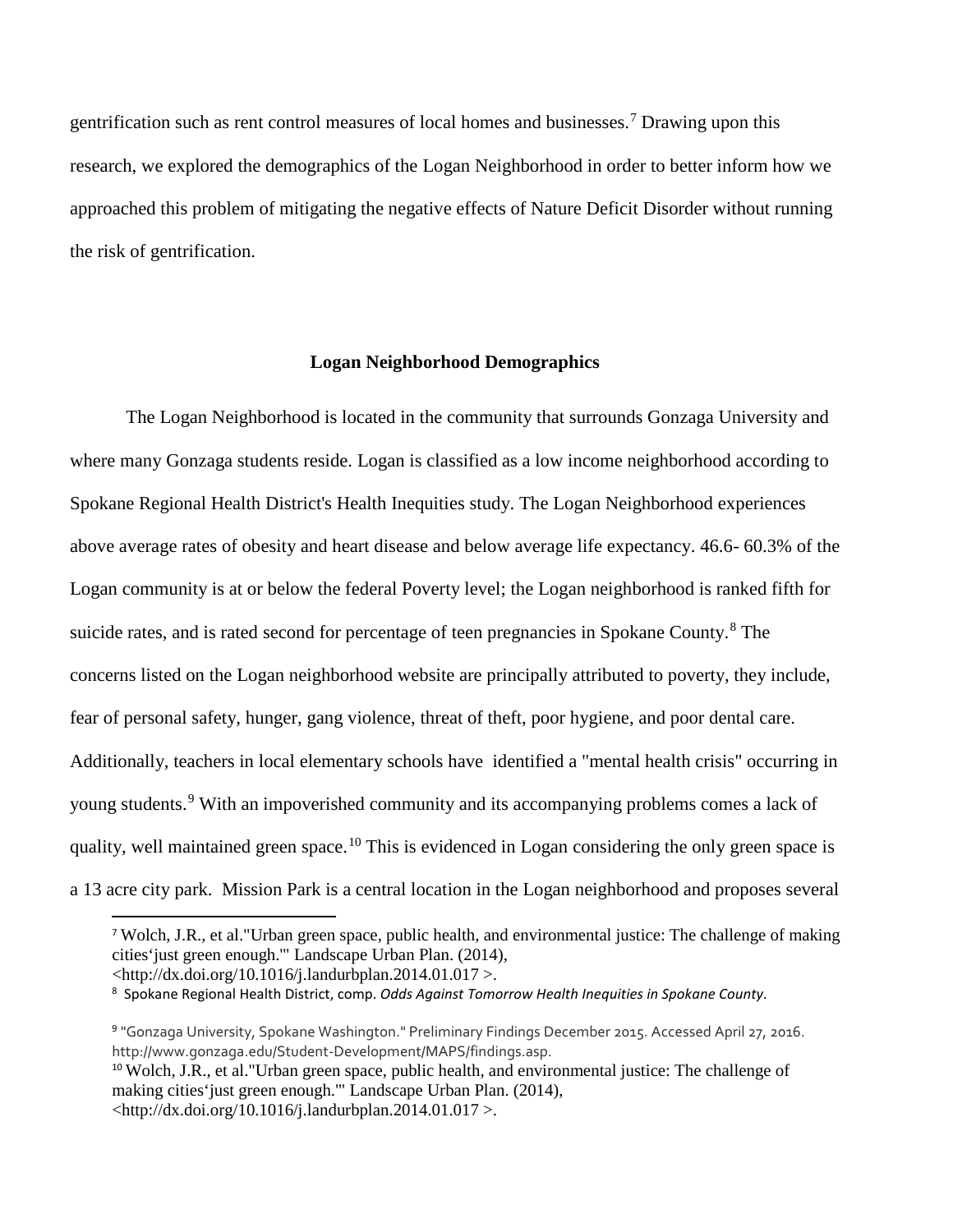gentrification such as rent control measures of local homes and businesses.[7] Drawing upon this research, we explored the demographics of the Logan Neighborhood in order to better inform how we approached this problem of mitigating the negative effects of Nature Deficit Disorder without running the risk of gentrification.

## Logan Neighborhood Demographics

The Logan Neighborhood is located in the community that surrounds Gonzaga University and where many Gonzaga students reside. Logan is classified as a low income neighborhood according to Spokane Regional Health District's Health Inequities study. The Logan Neighborhood experiences above average rates of obesity and heart disease and below average life expectancy. 46.6- 60.3% of the Logan community is at or below the federal Poverty level; the Logan neighborhood is ranked fifth for suicide rates, and is rated second for percentage of teen pregnancies in Spokane County.[8] The concerns listed on the Logan neighborhood website are principally attributed to poverty, they include, fear of personal safety, hunger, gang violence, threat of theft, poor hygiene, and poor dental care. Additionally, teachers in local elementary schools have identified a "mental health crisis" occurring in young students.[9] With an impoverished community and its accompanying problems comes a lack of quality, well maintained green space.[10] This is evidenced in Logan considering the only green space is a 13 acre city park. Mission Park is a central location in the Logan neighborhood and proposes several

---

[7] Wolch, J.R., et al."Urban green space, public health, and environmental justice: The challenge of making cities'just green enough."' Landscape Urban Plan. (2014), <http://dx.doi.org/10.1016/j.landurbplan.2014.01.017 >.

[8] Spokane Regional Health District, comp. *Odds Against Tomorrow Health Inequities in Spokane County*.

[9] "Gonzaga University, Spokane Washington." Preliminary Findings December 2015. Accessed April 27, 2016. http://www.gonzaga.edu/Student-Development/MAPS/findings.asp.

[10] Wolch, J.R., et al."Urban green space, public health, and environmental justice: The challenge of making cities'just green enough."' Landscape Urban Plan. (2014), <http://dx.doi.org/10.1016/j.landurbplan.2014.01.017 >.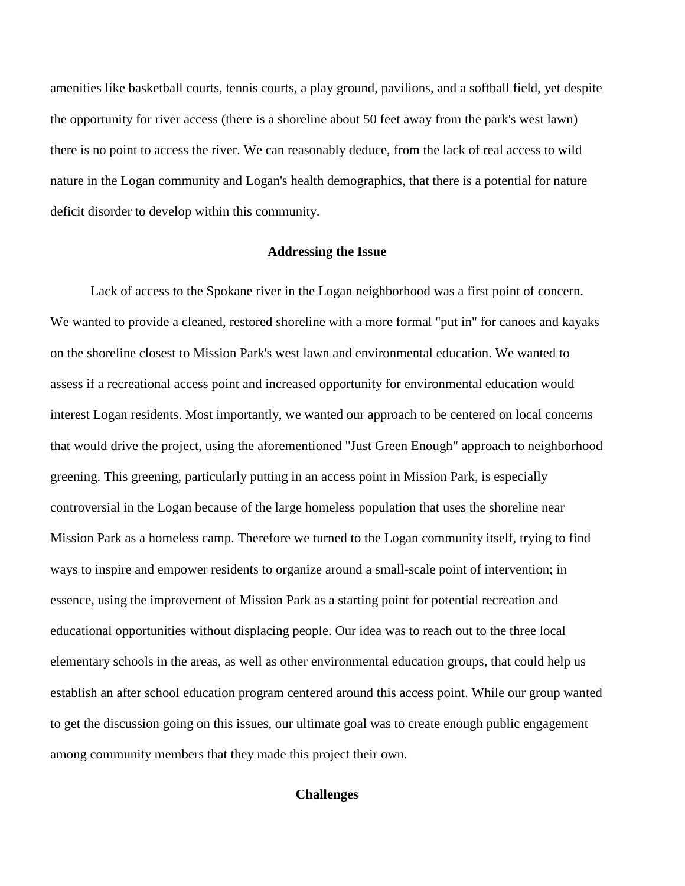amenities like basketball courts, tennis courts, a play ground, pavilions, and a softball field, yet despite the opportunity for river access (there is a shoreline about 50 feet away from the park's west lawn) there is no point to access the river. We can reasonably deduce, from the lack of real access to wild nature in the Logan community and Logan's health demographics, that there is a potential for nature deficit disorder to develop within this community.

## Addressing the Issue

Lack of access to the Spokane river in the Logan neighborhood was a first point of concern. We wanted to provide a cleaned, restored shoreline with a more formal "put in" for canoes and kayaks on the shoreline closest to Mission Park's west lawn and environmental education. We wanted to assess if a recreational access point and increased opportunity for environmental education would interest Logan residents. Most importantly, we wanted our approach to be centered on local concerns that would drive the project, using the aforementioned "Just Green Enough" approach to neighborhood greening. This greening, particularly putting in an access point in Mission Park, is especially controversial in the Logan because of the large homeless population that uses the shoreline near Mission Park as a homeless camp. Therefore we turned to the Logan community itself, trying to find ways to inspire and empower residents to organize around a small-scale point of intervention; in essence, using the improvement of Mission Park as a starting point for potential recreation and educational opportunities without displacing people. Our idea was to reach out to the three local elementary schools in the areas, as well as other environmental education groups, that could help us establish an after school education program centered around this access point. While our group wanted to get the discussion going on this issues, our ultimate goal was to create enough public engagement among community members that they made this project their own.

## Challenges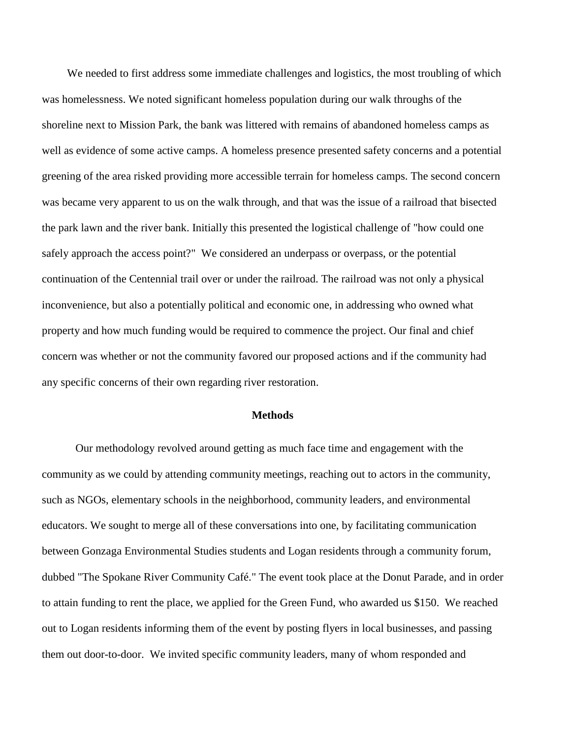We needed to first address some immediate challenges and logistics, the most troubling of which was homelessness. We noted significant homeless population during our walk throughs of the shoreline next to Mission Park, the bank was littered with remains of abandoned homeless camps as well as evidence of some active camps. A homeless presence presented safety concerns and a potential greening of the area risked providing more accessible terrain for homeless camps. The second concern was became very apparent to us on the walk through, and that was the issue of a railroad that bisected the park lawn and the river bank. Initially this presented the logistical challenge of "how could one safely approach the access point?" We considered an underpass or overpass, or the potential continuation of the Centennial trail over or under the railroad. The railroad was not only a physical inconvenience, but also a potentially political and economic one, in addressing who owned what property and how much funding would be required to commence the project. Our final and chief concern was whether or not the community favored our proposed actions and if the community had any specific concerns of their own regarding river restoration.

## Methods

Our methodology revolved around getting as much face time and engagement with the community as we could by attending community meetings, reaching out to actors in the community, such as NGOs, elementary schools in the neighborhood, community leaders, and environmental educators. We sought to merge all of these conversations into one, by facilitating communication between Gonzaga Environmental Studies students and Logan residents through a community forum, dubbed "The Spokane River Community Café." The event took place at the Donut Parade, and in order to attain funding to rent the place, we applied for the Green Fund, who awarded us $150. We reached out to Logan residents informing them of the event by posting flyers in local businesses, and passing them out door-to-door. We invited specific community leaders, many of whom responded and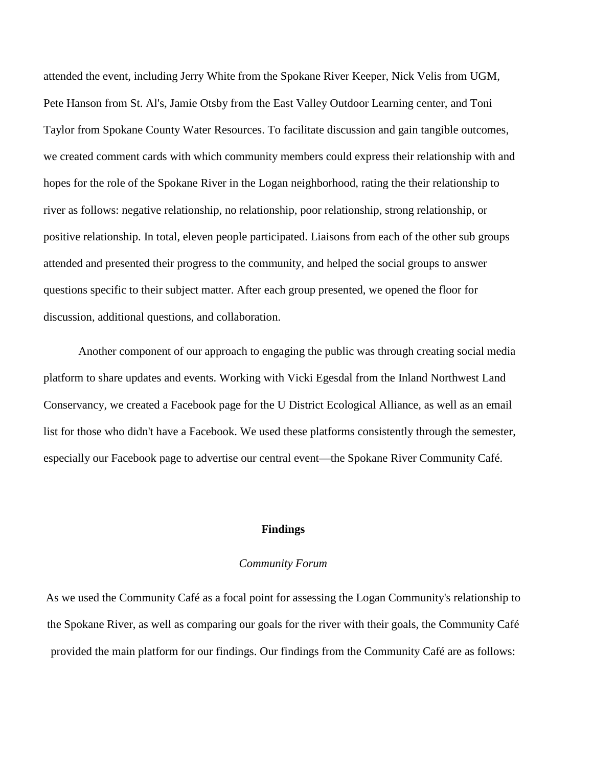attended the event, including Jerry White from the Spokane River Keeper, Nick Velis from UGM, Pete Hanson from St. Al's, Jamie Otsby from the East Valley Outdoor Learning center, and Toni Taylor from Spokane County Water Resources. To facilitate discussion and gain tangible outcomes, we created comment cards with which community members could express their relationship with and hopes for the role of the Spokane River in the Logan neighborhood, rating the their relationship to river as follows: negative relationship, no relationship, poor relationship, strong relationship, or positive relationship. In total, eleven people participated. Liaisons from each of the other sub groups attended and presented their progress to the community, and helped the social groups to answer questions specific to their subject matter. After each group presented, we opened the floor for discussion, additional questions, and collaboration.

Another component of our approach to engaging the public was through creating social media platform to share updates and events. Working with Vicki Egesdal from the Inland Northwest Land Conservancy, we created a Facebook page for the U District Ecological Alliance, as well as an email list for those who didn't have a Facebook. We used these platforms consistently through the semester, especially our Facebook page to advertise our central event—the Spokane River Community Café.

## Findings

### *Community Forum*

As we used the Community Café as a focal point for assessing the Logan Community's relationship to the Spokane River, as well as comparing our goals for the river with their goals, the Community Café provided the main platform for our findings. Our findings from the Community Café are as follows: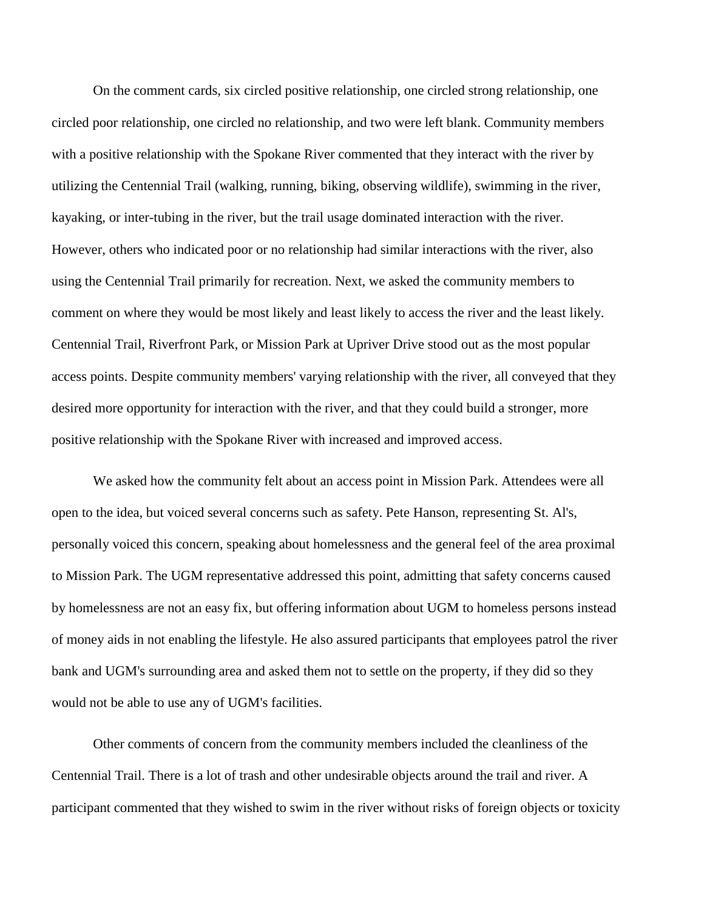On the comment cards, six circled positive relationship, one circled strong relationship, one circled poor relationship, one circled no relationship, and two were left blank. Community members with a positive relationship with the Spokane River commented that they interact with the river by utilizing the Centennial Trail (walking, running, biking, observing wildlife), swimming in the river, kayaking, or inter-tubing in the river, but the trail usage dominated interaction with the river. However, others who indicated poor or no relationship had similar interactions with the river, also using the Centennial Trail primarily for recreation. Next, we asked the community members to comment on where they would be most likely and least likely to access the river and the least likely. Centennial Trail, Riverfront Park, or Mission Park at Upriver Drive stood out as the most popular access points. Despite community members' varying relationship with the river, all conveyed that they desired more opportunity for interaction with the river, and that they could build a stronger, more positive relationship with the Spokane River with increased and improved access.

We asked how the community felt about an access point in Mission Park. Attendees were all open to the idea, but voiced several concerns such as safety. Pete Hanson, representing St. Al's, personally voiced this concern, speaking about homelessness and the general feel of the area proximal to Mission Park. The UGM representative addressed this point, admitting that safety concerns caused by homelessness are not an easy fix, but offering information about UGM to homeless persons instead of money aids in not enabling the lifestyle. He also assured participants that employees patrol the river bank and UGM's surrounding area and asked them not to settle on the property, if they did so they would not be able to use any of UGM's facilities.

Other comments of concern from the community members included the cleanliness of the Centennial Trail. There is a lot of trash and other undesirable objects around the trail and river. A participant commented that they wished to swim in the river without risks of foreign objects or toxicity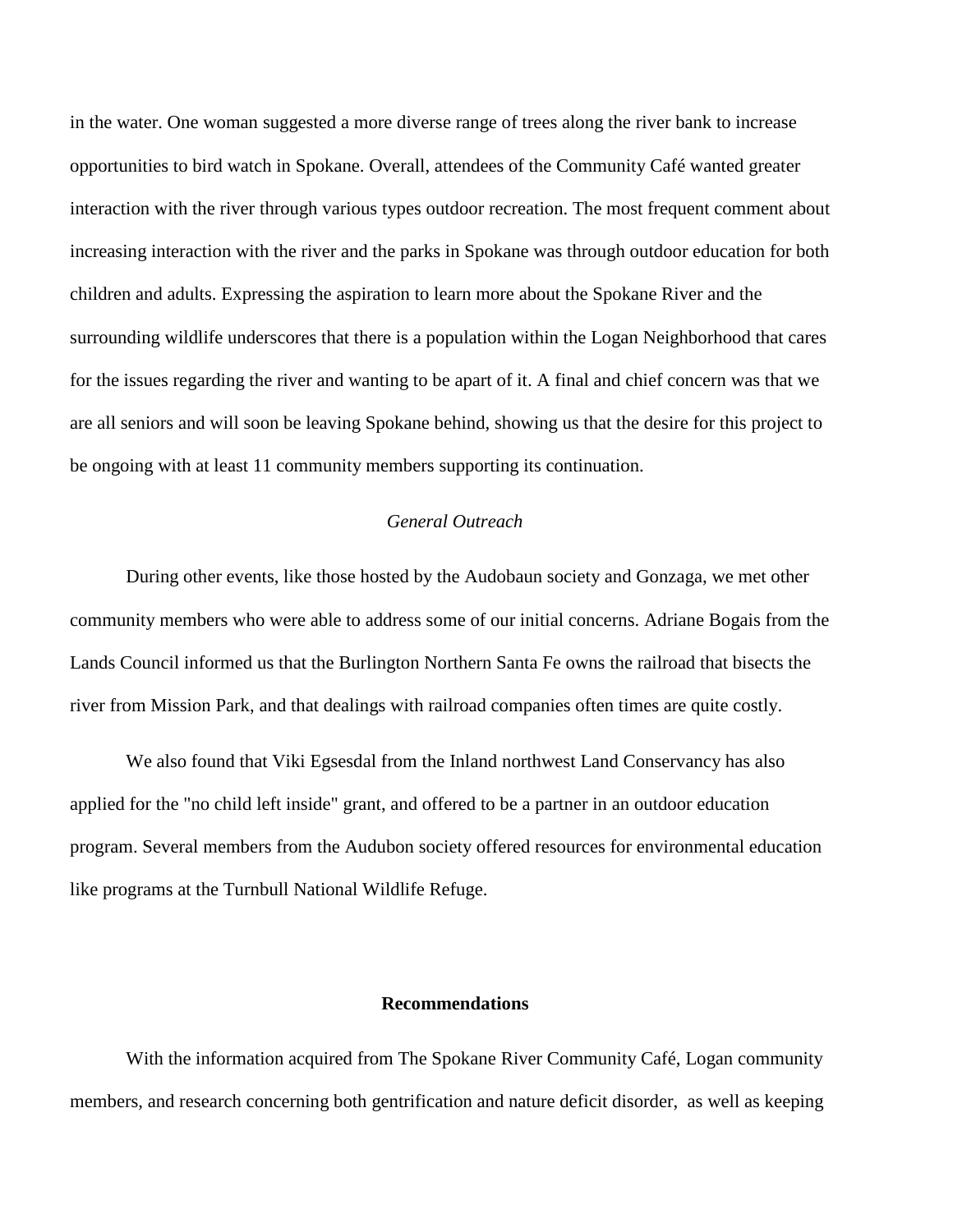in the water. One woman suggested a more diverse range of trees along the river bank to increase opportunities to bird watch in Spokane. Overall, attendees of the Community Café wanted greater interaction with the river through various types outdoor recreation. The most frequent comment about increasing interaction with the river and the parks in Spokane was through outdoor education for both children and adults. Expressing the aspiration to learn more about the Spokane River and the surrounding wildlife underscores that there is a population within the Logan Neighborhood that cares for the issues regarding the river and wanting to be apart of it. A final and chief concern was that we are all seniors and will soon be leaving Spokane behind, showing us that the desire for this project to be ongoing with at least 11 community members supporting its continuation.

*General Outreach*

During other events, like those hosted by the Audobaun society and Gonzaga, we met other community members who were able to address some of our initial concerns. Adriane Bogais from the Lands Council informed us that the Burlington Northern Santa Fe owns the railroad that bisects the river from Mission Park, and that dealings with railroad companies often times are quite costly.

We also found that Viki Egsesdal from the Inland northwest Land Conservancy has also applied for the "no child left inside" grant, and offered to be a partner in an outdoor education program. Several members from the Audubon society offered resources for environmental education like programs at the Turnbull National Wildlife Refuge.

## Recommendations

With the information acquired from The Spokane River Community Café, Logan community members, and research concerning both gentrification and nature deficit disorder, as well as keeping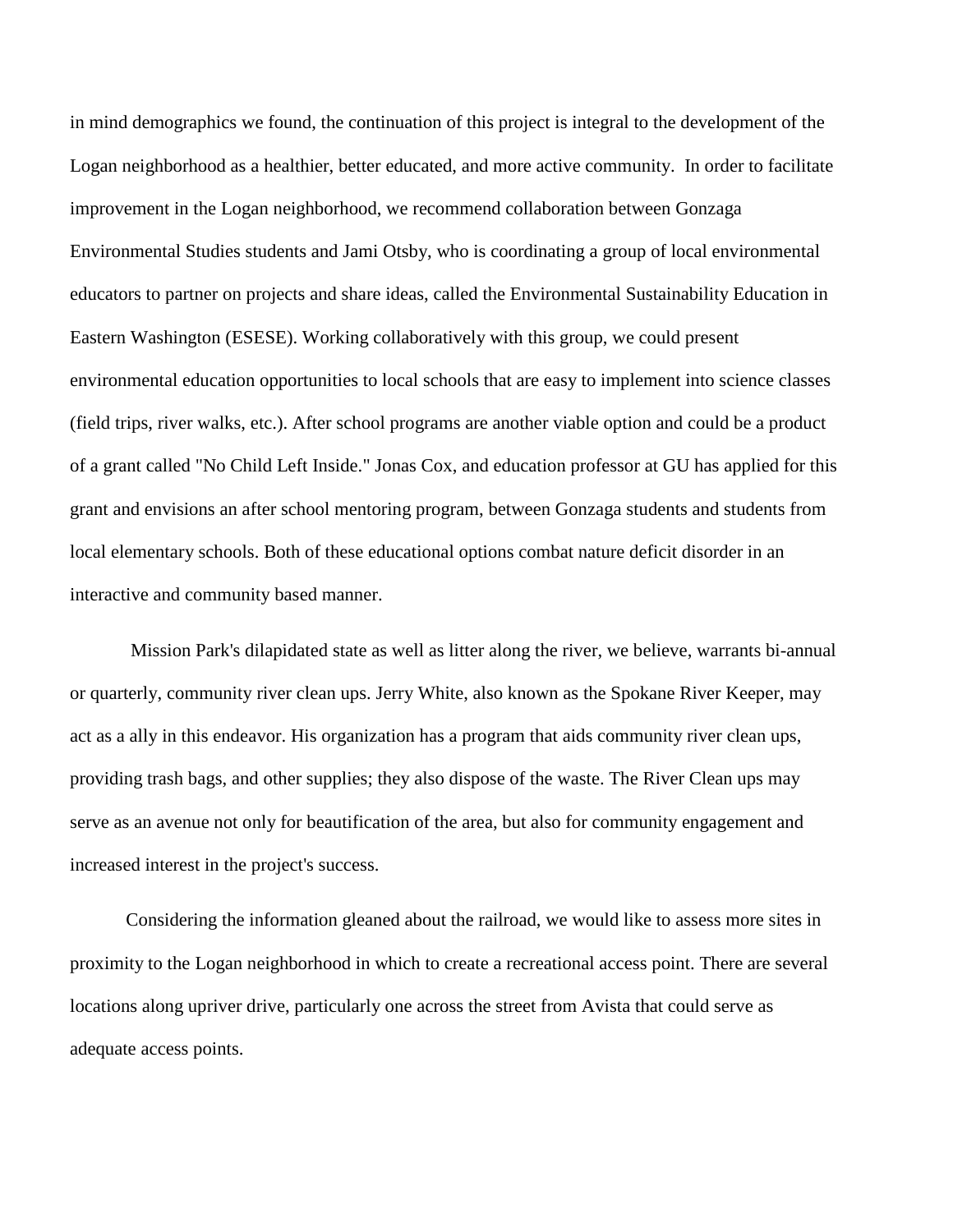in mind demographics we found, the continuation of this project is integral to the development of the Logan neighborhood as a healthier, better educated, and more active community. In order to facilitate improvement in the Logan neighborhood, we recommend collaboration between Gonzaga Environmental Studies students and Jami Otsby, who is coordinating a group of local environmental educators to partner on projects and share ideas, called the Environmental Sustainability Education in Eastern Washington (ESESE). Working collaboratively with this group, we could present environmental education opportunities to local schools that are easy to implement into science classes (field trips, river walks, etc.). After school programs are another viable option and could be a product of a grant called "No Child Left Inside." Jonas Cox, and education professor at GU has applied for this grant and envisions an after school mentoring program, between Gonzaga students and students from local elementary schools. Both of these educational options combat nature deficit disorder in an interactive and community based manner.

Mission Park's dilapidated state as well as litter along the river, we believe, warrants bi-annual or quarterly, community river clean ups. Jerry White, also known as the Spokane River Keeper, may act as a ally in this endeavor. His organization has a program that aids community river clean ups, providing trash bags, and other supplies; they also dispose of the waste. The River Clean ups may serve as an avenue not only for beautification of the area, but also for community engagement and increased interest in the project's success.

Considering the information gleaned about the railroad, we would like to assess more sites in proximity to the Logan neighborhood in which to create a recreational access point. There are several locations along upriver drive, particularly one across the street from Avista that could serve as adequate access points.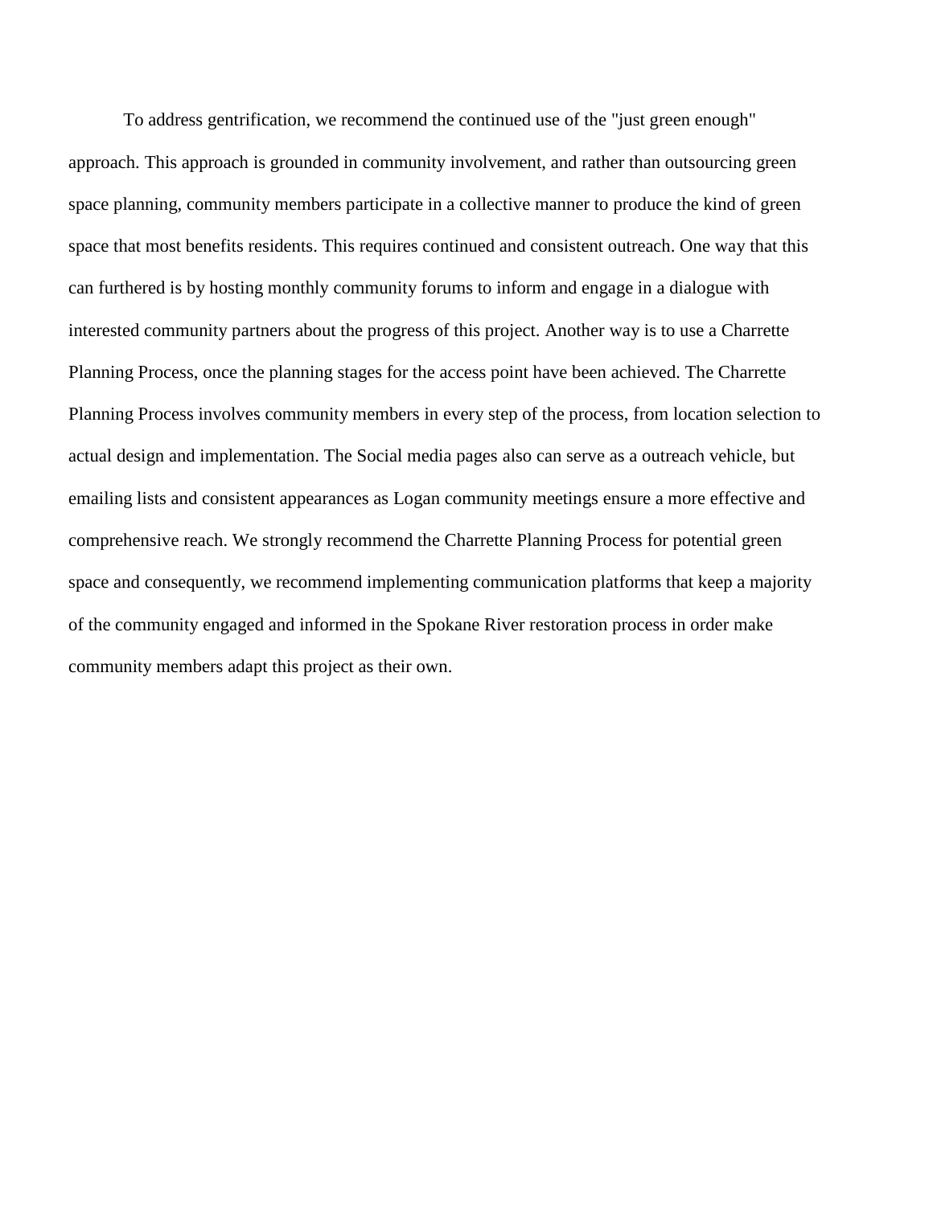To address gentrification, we recommend the continued use of the "just green enough" approach. This approach is grounded in community involvement, and rather than outsourcing green space planning, community members participate in a collective manner to produce the kind of green space that most benefits residents. This requires continued and consistent outreach. One way that this can furthered is by hosting monthly community forums to inform and engage in a dialogue with interested community partners about the progress of this project. Another way is to use a Charrette Planning Process, once the planning stages for the access point have been achieved. The Charrette Planning Process involves community members in every step of the process, from location selection to actual design and implementation. The Social media pages also can serve as a outreach vehicle, but emailing lists and consistent appearances as Logan community meetings ensure a more effective and comprehensive reach. We strongly recommend the Charrette Planning Process for potential green space and consequently, we recommend implementing communication platforms that keep a majority of the community engaged and informed in the Spokane River restoration process in order make community members adapt this project as their own.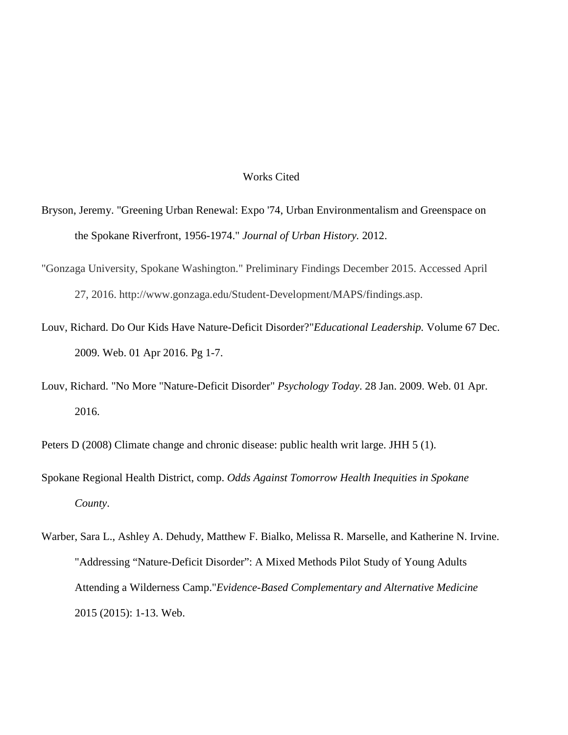# Works Cited

Bryson, Jeremy. "Greening Urban Renewal: Expo '74, Urban Environmentalism and Greenspace on the Spokane Riverfront, 1956-1974." *Journal of Urban History.* 2012.

"Gonzaga University, Spokane Washington." Preliminary Findings December 2015. Accessed April 27, 2016. http://www.gonzaga.edu/Student-Development/MAPS/findings.asp.

Louv, Richard. Do Our Kids Have Nature-Deficit Disorder?"*Educational Leadership.* Volume 67 Dec. 2009. Web. 01 Apr 2016. Pg 1-7.

Louv, Richard. "No More "Nature-Deficit Disorder" *Psychology Today*. 28 Jan. 2009. Web. 01 Apr. 2016.

Peters D (2008) Climate change and chronic disease: public health writ large. JHH 5 (1).

Spokane Regional Health District, comp. *Odds Against Tomorrow Health Inequities in Spokane County*.

Warber, Sara L., Ashley A. Dehudy, Matthew F. Bialko, Melissa R. Marselle, and Katherine N. Irvine. "Addressing "Nature-Deficit Disorder": A Mixed Methods Pilot Study of Young Adults Attending a Wilderness Camp."*Evidence-Based Complementary and Alternative Medicine* 2015 (2015): 1-13. Web.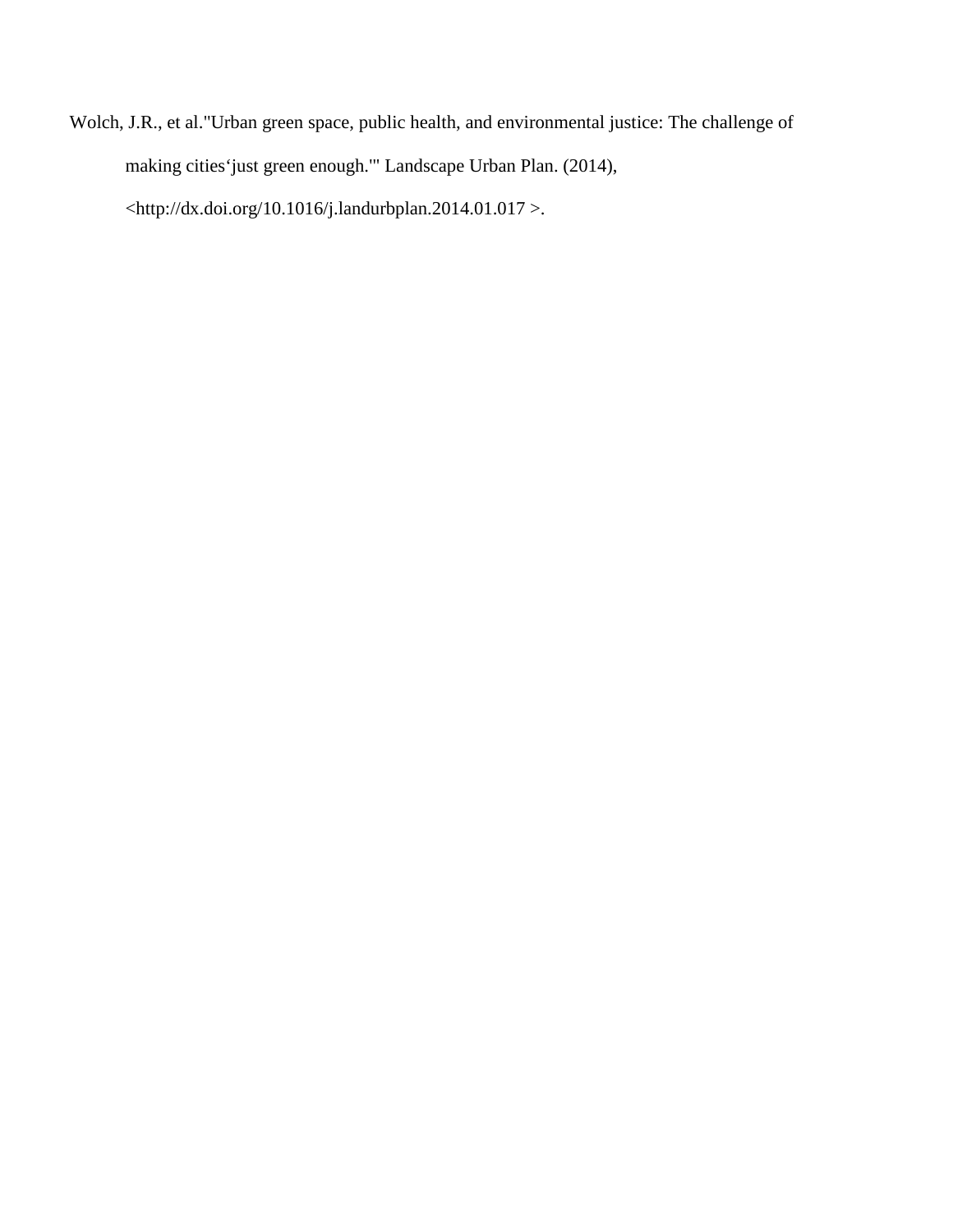Wolch, J.R., et al."Urban green space, public health, and environmental justice: The challenge of making cities'just green enough.'" Landscape Urban Plan. (2014), <http://dx.doi.org/10.1016/j.landurbplan.2014.01.017 >.